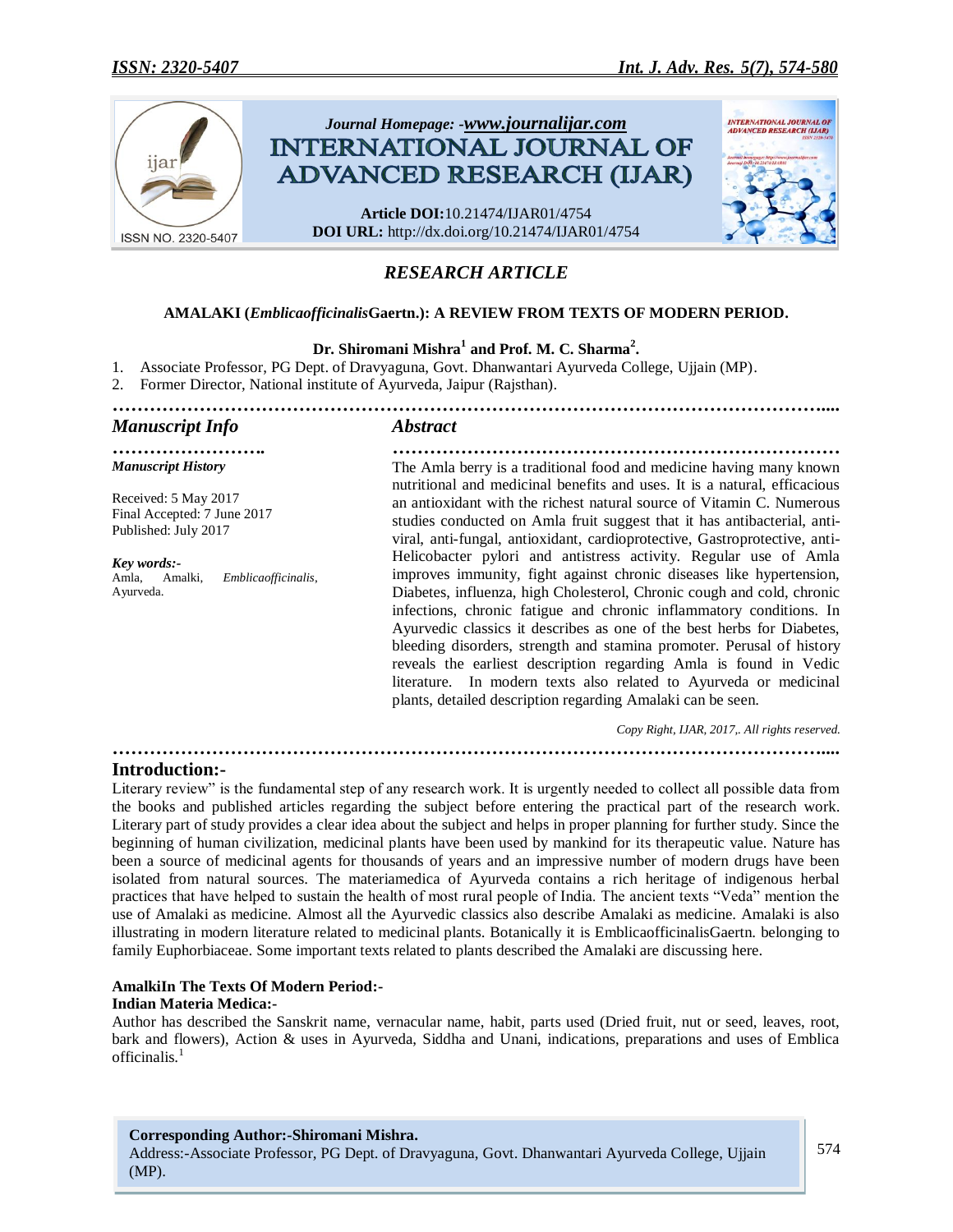Journal Homepage: -www.journalijar.com

# INTERNATIONAL JOURNAL OF ADVANCED RESEARCH (IJAR)

**Article DOI:**10.21474/IJAR01/4754
**DOI URL:** http://dx.doi.org/10.21474/IJAR01/4754

*RESEARCH ARTICLE*

## AMALAKI (*Emblicaofficinalis*Gaertn.): A REVIEW FROM TEXTS OF MODERN PERIOD.

**Dr. Shiromani Mishra[1] and Prof. M. C. Sharma[2].**

1. Associate Professor, PG Dept. of Dravyaguna, Govt. Dhanwantari Ayurveda College, Ujjain (MP).
2. Former Director, National institute of Ayurveda, Jaipur (Rajsthan).

### Manuscript Info

*Manuscript History*

Received: 5 May 2017
Final Accepted: 7 June 2017
Published: July 2017

*Key words:-*
Amla, Amalki, *Emblicaofficinalis*, Ayurveda.

### Abstract

The Amla berry is a traditional food and medicine having many known nutritional and medicinal benefits and uses. It is a natural, efficacious an antioxidant with the richest natural source of Vitamin C. Numerous studies conducted on Amla fruit suggest that it has antibacterial, anti-viral, anti-fungal, antioxidant, cardioprotective, Gastroprotective, anti-Helicobacter pylori and antistress activity. Regular use of Amla improves immunity, fight against chronic diseases like hypertension, Diabetes, influenza, high Cholesterol, Chronic cough and cold, chronic infections, chronic fatigue and chronic inflammatory conditions. In Ayurvedic classics it describes as one of the best herbs for Diabetes, bleeding disorders, strength and stamina promoter. Perusal of history reveals the earliest description regarding Amla is found in Vedic literature. In modern texts also related to Ayurveda or medicinal plants, detailed description regarding Amalaki can be seen.

*Copy Right, IJAR, 2017,. All rights reserved.*

## Introduction:-

Literary review" is the fundamental step of any research work. It is urgently needed to collect all possible data from the books and published articles regarding the subject before entering the practical part of the research work. Literary part of study provides a clear idea about the subject and helps in proper planning for further study. Since the beginning of human civilization, medicinal plants have been used by mankind for its therapeutic value. Nature has been a source of medicinal agents for thousands of years and an impressive number of modern drugs have been isolated from natural sources. The materiamedica of Ayurveda contains a rich heritage of indigenous herbal practices that have helped to sustain the health of most rural people of India. The ancient texts "Veda" mention the use of Amalaki as medicine. Almost all the Ayurvedic classics also describe Amalaki as medicine. Amalaki is also illustrating in modern literature related to medicinal plants. Botanically it is EmblicaofficinalisGaertn. belonging to family Euphorbiaceae. Some important texts related to plants described the Amalaki are discussing here.

### AmalkiIn The Texts Of Modern Period:-

**Indian Materia Medica:-**

Author has described the Sanskrit name, vernacular name, habit, parts used (Dried fruit, nut or seed, leaves, root, bark and flowers), Action & uses in Ayurveda, Siddha and Unani, indications, preparations and uses of Emblica officinalis.[1]

**Corresponding Author:-Shiromani Mishra.**
Address:-Associate Professor, PG Dept. of Dravyaguna, Govt. Dhanwantari Ayurveda College, Ujjain (MP).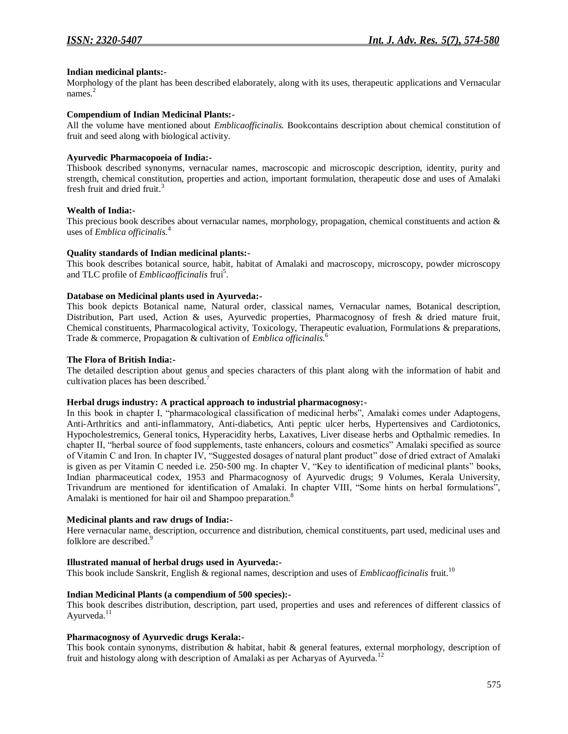**Indian medicinal plants:-**

Morphology of the plant has been described elaborately, along with its uses, therapeutic applications and Vernacular names.[2]

**Compendium of Indian Medicinal Plants:-**

All the volume have mentioned about *Emblicaofficinalis.* Bookcontains description about chemical constitution of fruit and seed along with biological activity.

**Ayurvedic Pharmacopoeia of India:-**

Thisbook described synonyms, vernacular names, macroscopic and microscopic description, identity, purity and strength, chemical constitution, properties and action, important formulation, therapeutic dose and uses of Amalaki fresh fruit and dried fruit.[3]

**Wealth of India:-**

This precious book describes about vernacular names, morphology, propagation, chemical constituents and action & uses of *Emblica officinalis.*[4]

**Quality standards of Indian medicinal plants:-**

This book describes botanical source, habit, habitat of Amalaki and macroscopy, microscopy, powder microscopy and TLC profile of *Emblicaofficinalis* frui[5].

**Database on Medicinal plants used in Ayurveda:-**

This book depicts Botanical name, Natural order, classical names, Vernacular names, Botanical description, Distribution, Part used, Action & uses, Ayurvedic properties, Pharmacognosy of fresh & dried mature fruit, Chemical constituents, Pharmacological activity, Toxicology, Therapeutic evaluation, Formulations & preparations, Trade & commerce, Propagation & cultivation of *Emblica officinalis.*[6]

**The Flora of British India:-**

The detailed description about genus and species characters of this plant along with the information of habit and cultivation places has been described.[7]

**Herbal drugs industry: A practical approach to industrial pharmacognosy:-**

In this book in chapter I, "pharmacological classification of medicinal herbs", Amalaki comes under Adaptogens, Anti-Arthritics and anti-inflammatory, Anti-diabetics, Anti peptic ulcer herbs, Hypertensives and Cardiotonics, Hypocholestremics, General tonics, Hyperacidity herbs, Laxatives, Liver disease herbs and Opthalmic remedies. In chapter II, "herbal source of food supplements, taste enhancers, colours and cosmetics" Amalaki specified as source of Vitamin C and Iron. In chapter IV, "Suggested dosages of natural plant product" dose of dried extract of Amalaki is given as per Vitamin C needed i.e. 250-500 mg. In chapter V, "Key to identification of medicinal plants" books, Indian pharmaceutical codex, 1953 and Pharmacognosy of Ayurvedic drugs; 9 Volumes, Kerala University, Trivandrum are mentioned for identification of Amalaki. In chapter VIII, "Some hints on herbal formulations", Amalaki is mentioned for hair oil and Shampoo preparation.[8]

**Medicinal plants and raw drugs of India:-**

Here vernacular name, description, occurrence and distribution, chemical constituents, part used, medicinal uses and folklore are described.[9]

**Illustrated manual of herbal drugs used in Ayurveda:-**

This book include Sanskrit, English & regional names, description and uses of *Emblicaofficinalis* fruit.[10]

**Indian Medicinal Plants (a compendium of 500 species):-**

This book describes distribution, description, part used, properties and uses and references of different classics of Ayurveda.[11]

**Pharmacognosy of Ayurvedic drugs Kerala:-**

This book contain synonyms, distribution & habitat, habit & general features, external morphology, description of fruit and histology along with description of Amalaki as per Acharyas of Ayurveda.[12]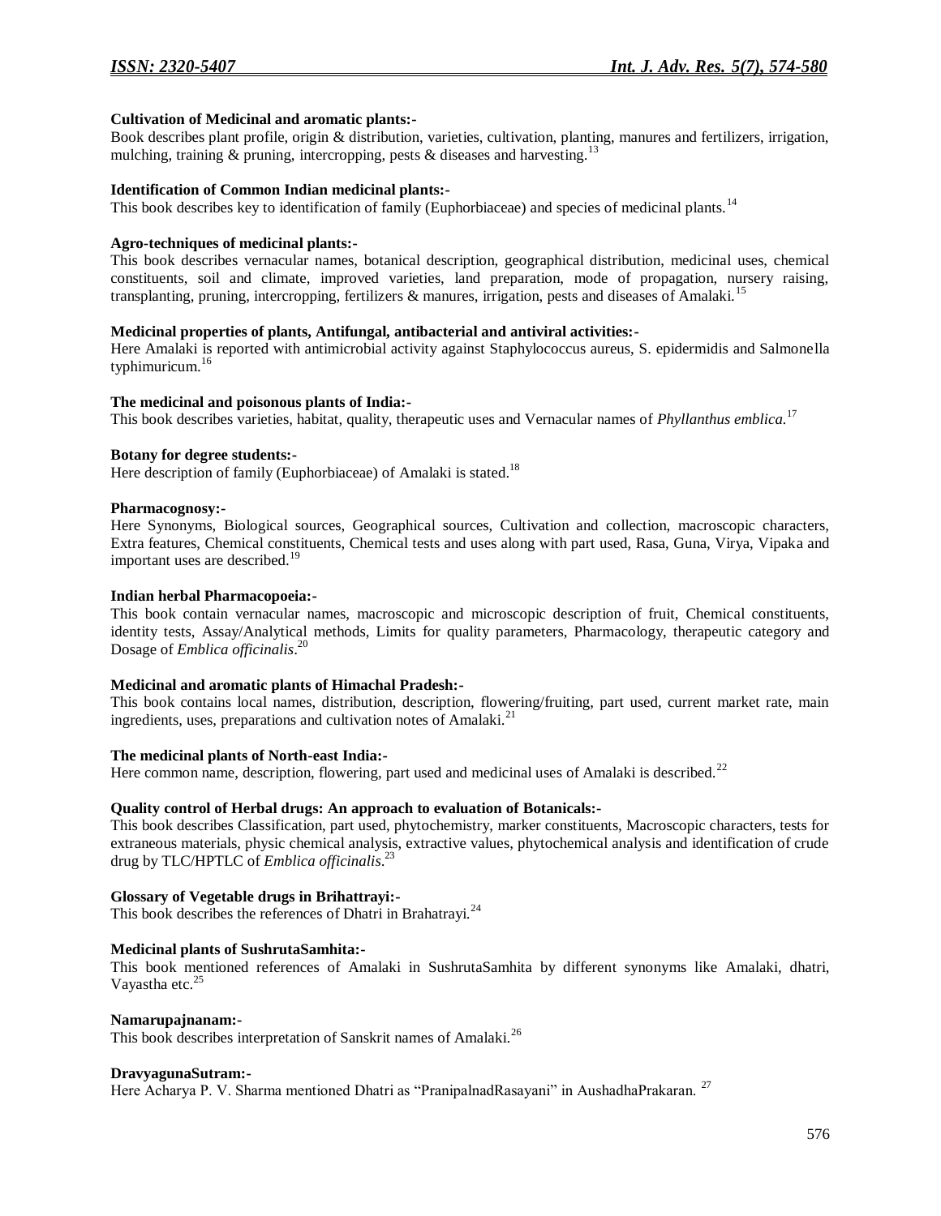**Cultivation of Medicinal and aromatic plants:-**

Book describes plant profile, origin & distribution, varieties, cultivation, planting, manures and fertilizers, irrigation, mulching, training & pruning, intercropping, pests & diseases and harvesting.[13]

**Identification of Common Indian medicinal plants:-**

This book describes key to identification of family (Euphorbiaceae) and species of medicinal plants.[14]

**Agro-techniques of medicinal plants:-**

This book describes vernacular names, botanical description, geographical distribution, medicinal uses, chemical constituents, soil and climate, improved varieties, land preparation, mode of propagation, nursery raising, transplanting, pruning, intercropping, fertilizers & manures, irrigation, pests and diseases of Amalaki.[15]

**Medicinal properties of plants, Antifungal, antibacterial and antiviral activities:-**

Here Amalaki is reported with antimicrobial activity against Staphylococcus aureus, S. epidermidis and Salmonella typhimuricum.[16]

**The medicinal and poisonous plants of India:-**

This book describes varieties, habitat, quality, therapeutic uses and Vernacular names of *Phyllanthus emblica.*[17]

**Botany for degree students:-**

Here description of family (Euphorbiaceae) of Amalaki is stated.[18]

**Pharmacognosy:-**

Here Synonyms, Biological sources, Geographical sources, Cultivation and collection, macroscopic characters, Extra features, Chemical constituents, Chemical tests and uses along with part used, Rasa, Guna, Virya, Vipaka and important uses are described.[19]

**Indian herbal Pharmacopoeia:-**

This book contain vernacular names, macroscopic and microscopic description of fruit, Chemical constituents, identity tests, Assay/Analytical methods, Limits for quality parameters, Pharmacology, therapeutic category and Dosage of *Emblica officinalis*.[20]

**Medicinal and aromatic plants of Himachal Pradesh:-**

This book contains local names, distribution, description, flowering/fruiting, part used, current market rate, main ingredients, uses, preparations and cultivation notes of Amalaki.[21]

**The medicinal plants of North-east India:-**

Here common name, description, flowering, part used and medicinal uses of Amalaki is described.[22]

**Quality control of Herbal drugs: An approach to evaluation of Botanicals:-**

This book describes Classification, part used, phytochemistry, marker constituents, Macroscopic characters, tests for extraneous materials, physic chemical analysis, extractive values, phytochemical analysis and identification of crude drug by TLC/HPTLC of *Emblica officinalis*.[23]

**Glossary of Vegetable drugs in Brihattrayi:-**

This book describes the references of Dhatri in Brahatrayi.[24]

**Medicinal plants of SushrutaSamhita:-**

This book mentioned references of Amalaki in SushrutaSamhita by different synonyms like Amalaki, dhatri, Vayastha etc.[25]

**Namarupajnanam:-**

This book describes interpretation of Sanskrit names of Amalaki.[26]

**DravyagunaSutram:-**

Here Acharya P. V. Sharma mentioned Dhatri as "PranipalnadRasayani" in AushadhaPrakaran.[27]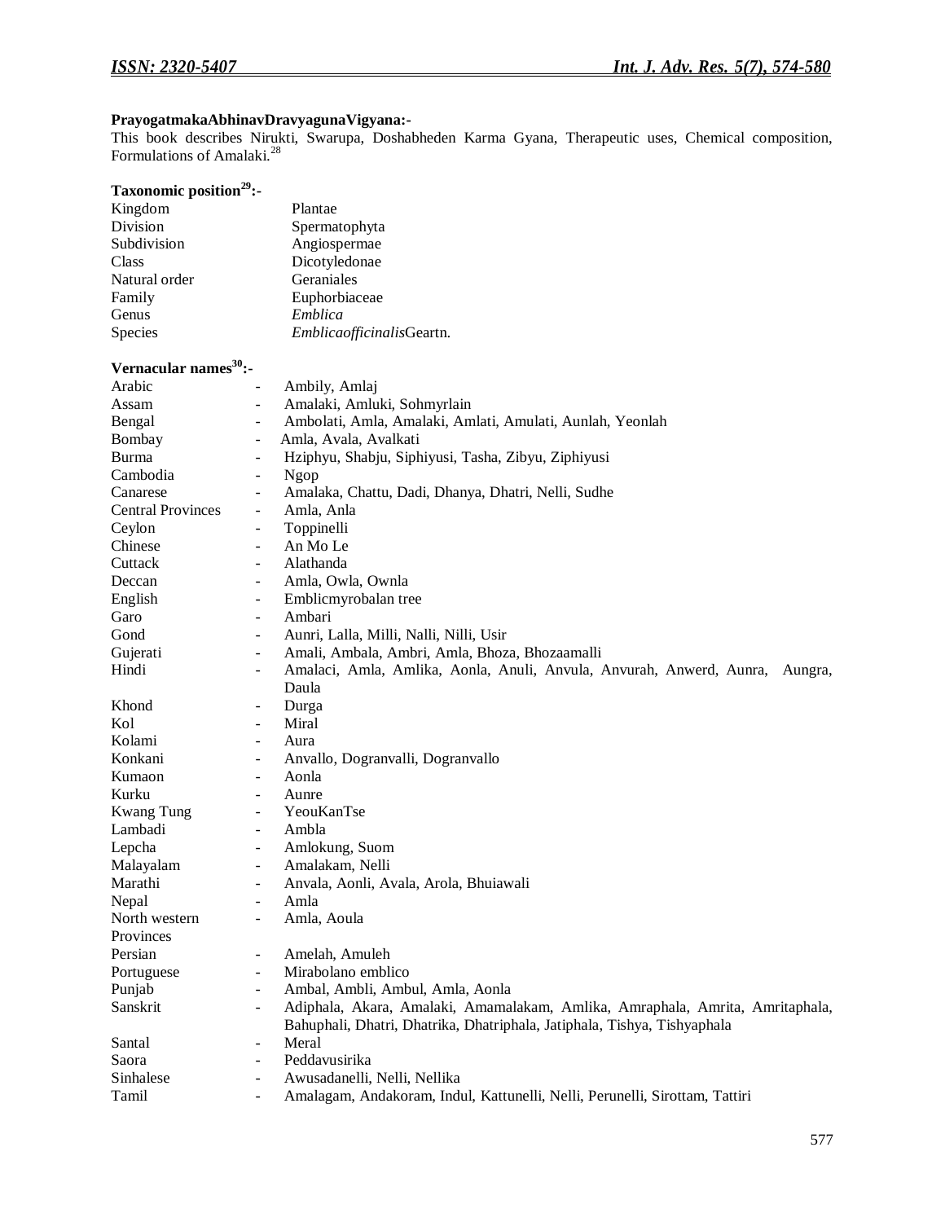**PrayogatmakaAbhinavDravyagunaVigyana:-**

This book describes Nirukti, Swarupa, Doshabheden Karma Gyana, Therapeutic uses, Chemical composition, Formulations of Amalaki.[28]

**Taxonomic position[29]:-**

| | |
|---|---|
| Kingdom | Plantae |
| Division | Spermatophyta |
| Subdivision | Angiospermae |
| Class | Dicotyledonae |
| Natural order | Geraniales |
| Family | Euphorbiaceae |
| Genus | *Emblica* |
| Species | *Emblicaofficinalis*Geartn. |

**Vernacular names[30]:-**

| | | |
|---|---|---|
| Arabic | - | Ambily, Amlaj |
| Assam | - | Amalaki, Amluki, Sohmyrlain |
| Bengal | - | Ambolati, Amla, Amalaki, Amlati, Amulati, Aunlah, Yeonlah |
| Bombay | - | Amla, Avala, Avalkati |
| Burma | - | Hziphyu, Shabju, Siphiyusi, Tasha, Zibyu, Ziphiyusi |
| Cambodia | - | Ngop |
| Canarese | - | Amalaka, Chattu, Dadi, Dhanya, Dhatri, Nelli, Sudhe |
| Central Provinces | - | Amla, Anla |
| Ceylon | - | Toppinelli |
| Chinese | - | An Mo Le |
| Cuttack | - | Alathanda |
| Deccan | - | Amla, Owla, Ownla |
| English | - | Emblicmyrobalan tree |
| Garo | - | Ambari |
| Gond | - | Aunri, Lalla, Milli, Nalli, Nilli, Usir |
| Gujerati | - | Amali, Ambala, Ambri, Amla, Bhoza, Bhozaamalli |
| Hindi | - | Amalaci, Amla, Amlika, Aonla, Anuli, Anvula, Anvurah, Anwerd, Aunra, Aungra, Daula |
| Khond | - | Durga |
| Kol | - | Miral |
| Kolami | - | Aura |
| Konkani | - | Anvallo, Dogranvalli, Dogranvallo |
| Kumaon | - | Aonla |
| Kurku | - | Aunre |
| Kwang Tung | - | YeouKanTse |
| Lambadi | - | Ambla |
| Lepcha | - | Amlokung, Suom |
| Malayalam | - | Amalakam, Nelli |
| Marathi | - | Anvala, Aonli, Avala, Arola, Bhuiawali |
| Nepal | - | Amla |
| North western Provinces | - | Amla, Aoula |
| Persian | - | Amelah, Amuleh |
| Portuguese | - | Mirabolano emblico |
| Punjab | - | Ambal, Ambli, Ambul, Amla, Aonla |
| Sanskrit | - | Adiphala, Akara, Amalaki, Amamalakam, Amlika, Amraphala, Amrita, Amritaphala, Bahuphali, Dhatri, Dhatrika, Dhatriphala, Jatiphala, Tishya, Tishyaphala |
| Santal | - | Meral |
| Saora | - | Peddavusirika |
| Sinhalese | - | Awusadanelli, Nelli, Nellika |
| Tamil | - | Amalagam, Andakoram, Indul, Kattunelli, Nelli, Perunelli, Sirottam, Tattiri |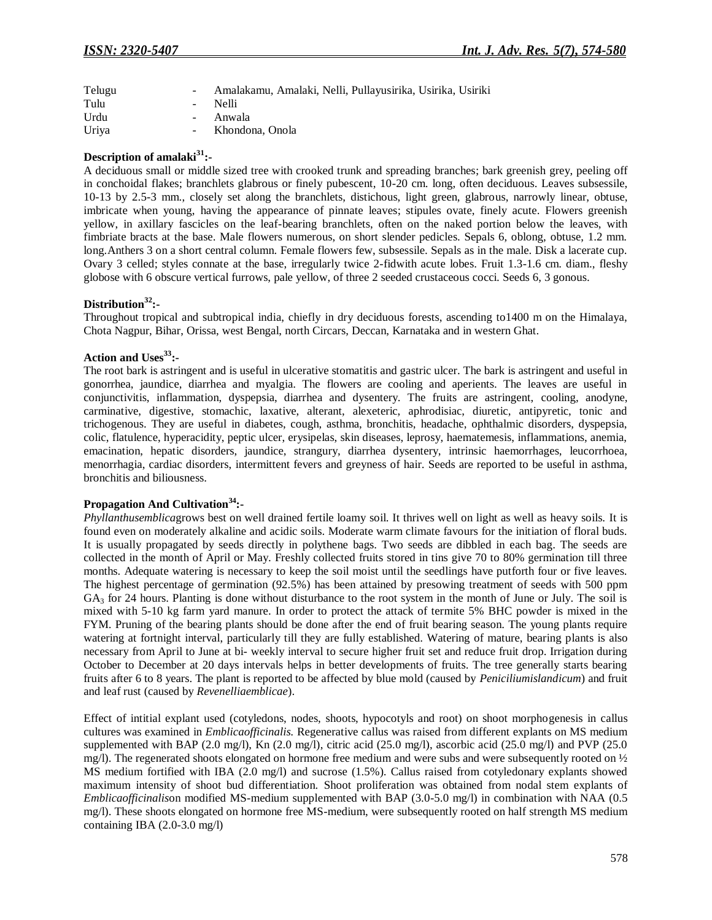| | | |
|---|---|---|
| Telugu | - | Amalakamu, Amalaki, Nelli, Pullayusirika, Usirika, Usiriki |
| Tulu | - | Nelli |
| Urdu | - | Anwala |
| Uriya | - | Khondona, Onola |

### Description of amalaki[31]:-

A deciduous small or middle sized tree with crooked trunk and spreading branches; bark greenish grey, peeling off in conchoidal flakes; branchlets glabrous or finely pubescent, 10-20 cm. long, often deciduous. Leaves subsessile, 10-13 by 2.5-3 mm., closely set along the branchlets, distichous, light green, glabrous, narrowly linear, obtuse, imbricate when young, having the appearance of pinnate leaves; stipules ovate, finely acute. Flowers greenish yellow, in axillary fascicles on the leaf-bearing branchlets, often on the naked portion below the leaves, with fimbriate bracts at the base. Male flowers numerous, on short slender pedicles. Sepals 6, oblong, obtuse, 1.2 mm. long.Anthers 3 on a short central column. Female flowers few, subsessile. Sepals as in the male. Disk a lacerate cup. Ovary 3 celled; styles connate at the base, irregularly twice 2-fidwith acute lobes. Fruit 1.3-1.6 cm. diam., fleshy globose with 6 obscure vertical furrows, pale yellow, of three 2 seeded crustaceous cocci. Seeds 6, 3 gonous.

### Distribution[32]:-

Throughout tropical and subtropical india, chiefly in dry deciduous forests, ascending to1400 m on the Himalaya, Chota Nagpur, Bihar, Orissa, west Bengal, north Circars, Deccan, Karnataka and in western Ghat.

### Action and Uses[33]:-

The root bark is astringent and is useful in ulcerative stomatitis and gastric ulcer. The bark is astringent and useful in gonorrhea, jaundice, diarrhea and myalgia. The flowers are cooling and aperients. The leaves are useful in conjunctivitis, inflammation, dyspepsia, diarrhea and dysentery. The fruits are astringent, cooling, anodyne, carminative, digestive, stomachic, laxative, alterant, alexeteric, aphrodisiac, diuretic, antipyretic, tonic and trichogenous. They are useful in diabetes, cough, asthma, bronchitis, headache, ophthalmic disorders, dyspepsia, colic, flatulence, hyperacidity, peptic ulcer, erysipelas, skin diseases, leprosy, haematemesis, inflammations, anemia, emacination, hepatic disorders, jaundice, strangury, diarrhea dysentery, intrinsic haemorrhages, leucorrhoea, menorrhagia, cardiac disorders, intermittent fevers and greyness of hair. Seeds are reported to be useful in asthma, bronchitis and biliousness.

### Propagation And Cultivation[34]:-

*Phyllanthusemblica*grows best on well drained fertile loamy soil. It thrives well on light as well as heavy soils. It is found even on moderately alkaline and acidic soils. Moderate warm climate favours for the initiation of floral buds. It is usually propagated by seeds directly in polythene bags. Two seeds are dibbled in each bag. The seeds are collected in the month of April or May. Freshly collected fruits stored in tins give 70 to 80% germination till three months. Adequate watering is necessary to keep the soil moist until the seedlings have putforth four or five leaves. The highest percentage of germination (92.5%) has been attained by presowing treatment of seeds with 500 ppm $GA_3$ for 24 hours. Planting is done without disturbance to the root system in the month of June or July. The soil is mixed with 5-10 kg farm yard manure. In order to protect the attack of termite 5% BHC powder is mixed in the FYM. Pruning of the bearing plants should be done after the end of fruit bearing season. The young plants require watering at fortnight interval, particularly till they are fully established. Watering of mature, bearing plants is also necessary from April to June at bi- weekly interval to secure higher fruit set and reduce fruit drop. Irrigation during October to December at 20 days intervals helps in better developments of fruits. The tree generally starts bearing fruits after 6 to 8 years. The plant is reported to be affected by blue mold (caused by *Peniciliumislandicum*) and fruit and leaf rust (caused by *Revenelliaemblicae*).

Effect of intitial explant used (cotyledons, nodes, shoots, hypocotyls and root) on shoot morphogenesis in callus cultures was examined in *Emblicaofficinalis.* Regenerative callus was raised from different explants on MS medium supplemented with BAP (2.0 mg/l), Kn (2.0 mg/l), citric acid (25.0 mg/l), ascorbic acid (25.0 mg/l) and PVP (25.0 mg/l). The regenerated shoots elongated on hormone free medium and were subs and were subsequently rooted on ½ MS medium fortified with IBA (2.0 mg/l) and sucrose (1.5%). Callus raised from cotyledonary explants showed maximum intensity of shoot bud differentiation. Shoot proliferation was obtained from nodal stem explants of *Emblicaofficinalis*on modified MS-medium supplemented with BAP (3.0-5.0 mg/l) in combination with NAA (0.5 mg/l). These shoots elongated on hormone free MS-medium, were subsequently rooted on half strength MS medium containing IBA (2.0-3.0 mg/l)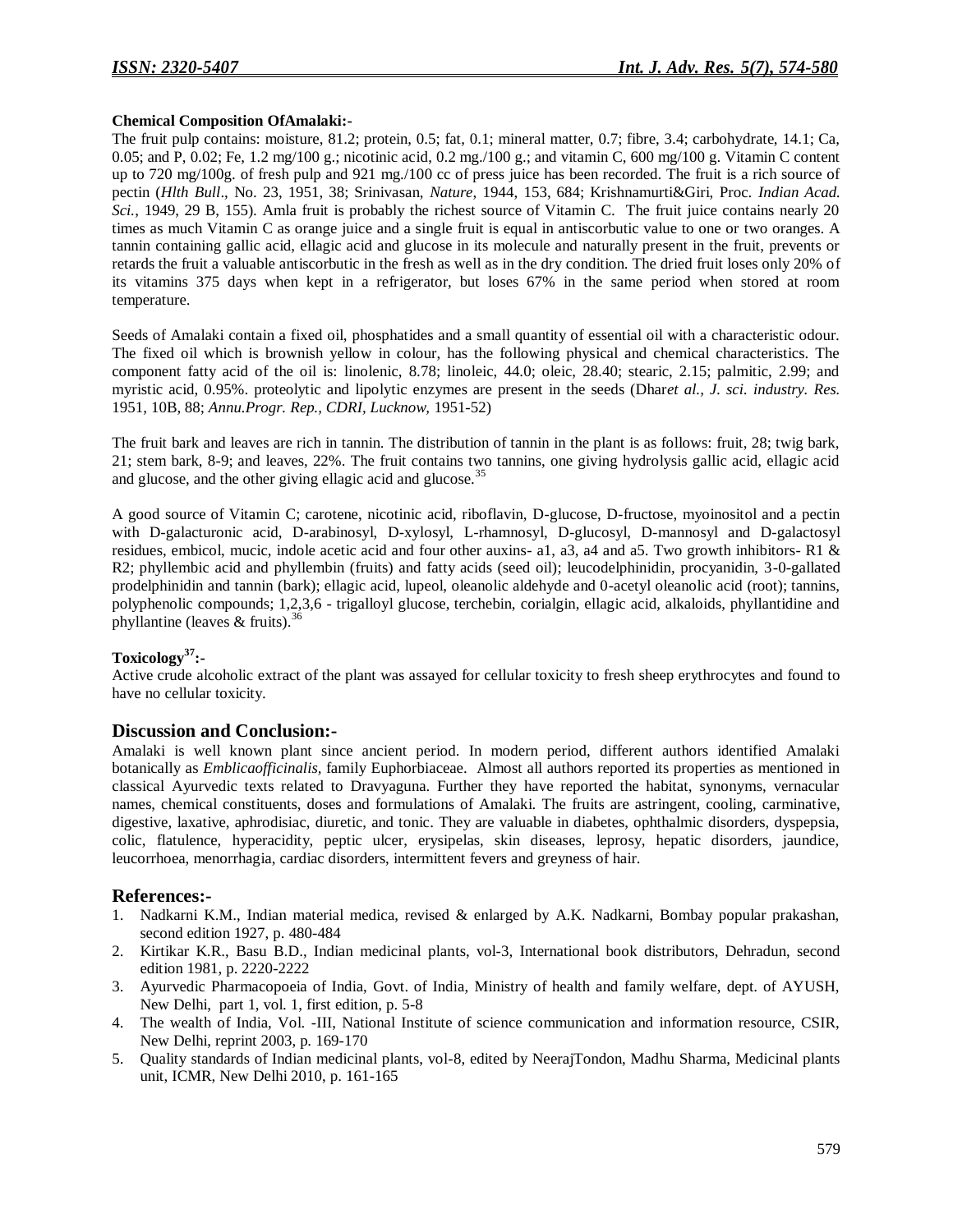**Chemical Composition OfAmalaki:-**

The fruit pulp contains: moisture, 81.2; protein, 0.5; fat, 0.1; mineral matter, 0.7; fibre, 3.4; carbohydrate, 14.1; Ca, 0.05; and P, 0.02; Fe, 1.2 mg/100 g.; nicotinic acid, 0.2 mg./100 g.; and vitamin C, 600 mg/100 g. Vitamin C content up to 720 mg/100g. of fresh pulp and 921 mg./100 cc of press juice has been recorded. The fruit is a rich source of pectin (*Hlth Bull*., No. 23, 1951, 38; Srinivasan, *Nature*, 1944, 153, 684; Krishnamurti&Giri, Proc. *Indian Acad. Sci.*, 1949, 29 B, 155). Amla fruit is probably the richest source of Vitamin C. The fruit juice contains nearly 20 times as much Vitamin C as orange juice and a single fruit is equal in antiscorbutic value to one or two oranges. A tannin containing gallic acid, ellagic acid and glucose in its molecule and naturally present in the fruit, prevents or retards the fruit a valuable antiscorbutic in the fresh as well as in the dry condition. The dried fruit loses only 20% of its vitamins 375 days when kept in a refrigerator, but loses 67% in the same period when stored at room temperature.

Seeds of Amalaki contain a fixed oil, phosphatides and a small quantity of essential oil with a characteristic odour. The fixed oil which is brownish yellow in colour, has the following physical and chemical characteristics. The component fatty acid of the oil is: linolenic, 8.78; linoleic, 44.0; oleic, 28.40; stearic, 2.15; palmitic, 2.99; and myristic acid, 0.95%. proteolytic and lipolytic enzymes are present in the seeds (Dhar*et al., J. sci. industry. Res.* 1951, 10B, 88; *Annu.Progr. Rep., CDRI, Lucknow,* 1951-52)

The fruit bark and leaves are rich in tannin. The distribution of tannin in the plant is as follows: fruit, 28; twig bark, 21; stem bark, 8-9; and leaves, 22%. The fruit contains two tannins, one giving hydrolysis gallic acid, ellagic acid and glucose, and the other giving ellagic acid and glucose.[35]

A good source of Vitamin C; carotene, nicotinic acid, riboflavin, D-glucose, D-fructose, myoinositol and a pectin with D-galacturonic acid, D-arabinosyl, D-xylosyl, L-rhamnosyl, D-glucosyl, D-mannosyl and D-galactosyl residues, embicol, mucic, indole acetic acid and four other auxins- a1, a3, a4 and a5. Two growth inhibitors- R1 & R2; phyllembic acid and phyllembin (fruits) and fatty acids (seed oil); leucodelphinidin, procyanidin, 3-0-gallated prodelphinidin and tannin (bark); ellagic acid, lupeol, oleanolic aldehyde and 0-acetyl oleanolic acid (root); tannins, polyphenolic compounds; 1,2,3,6 - trigalloyl glucose, terchebin, corialgin, ellagic acid, alkaloids, phyllantidine and phyllantine (leaves & fruits).[36]

**Toxicology[37]:-**

Active crude alcoholic extract of the plant was assayed for cellular toxicity to fresh sheep erythrocytes and found to have no cellular toxicity.

## Discussion and Conclusion:-

Amalaki is well known plant since ancient period. In modern period, different authors identified Amalaki botanically as *Emblicaofficinalis,* family Euphorbiaceae. Almost all authors reported its properties as mentioned in classical Ayurvedic texts related to Dravyaguna. Further they have reported the habitat, synonyms, vernacular names, chemical constituents, doses and formulations of Amalaki. The fruits are astringent, cooling, carminative, digestive, laxative, aphrodisiac, diuretic, and tonic. They are valuable in diabetes, ophthalmic disorders, dyspepsia, colic, flatulence, hyperacidity, peptic ulcer, erysipelas, skin diseases, leprosy, hepatic disorders, jaundice, leucorrhoea, menorrhagia, cardiac disorders, intermittent fevers and greyness of hair.

## References:-

1. Nadkarni K.M., Indian material medica, revised & enlarged by A.K. Nadkarni, Bombay popular prakashan, second edition 1927, p. 480-484
2. Kirtikar K.R., Basu B.D., Indian medicinal plants, vol-3, International book distributors, Dehradun, second edition 1981, p. 2220-2222
3. Ayurvedic Pharmacopoeia of India, Govt. of India, Ministry of health and family welfare, dept. of AYUSH, New Delhi, part 1, vol. 1, first edition, p. 5-8
4. The wealth of India, Vol. -III, National Institute of science communication and information resource, CSIR, New Delhi, reprint 2003, p. 169-170
5. Quality standards of Indian medicinal plants, vol-8, edited by NeerajTondon, Madhu Sharma, Medicinal plants unit, ICMR, New Delhi 2010, p. 161-165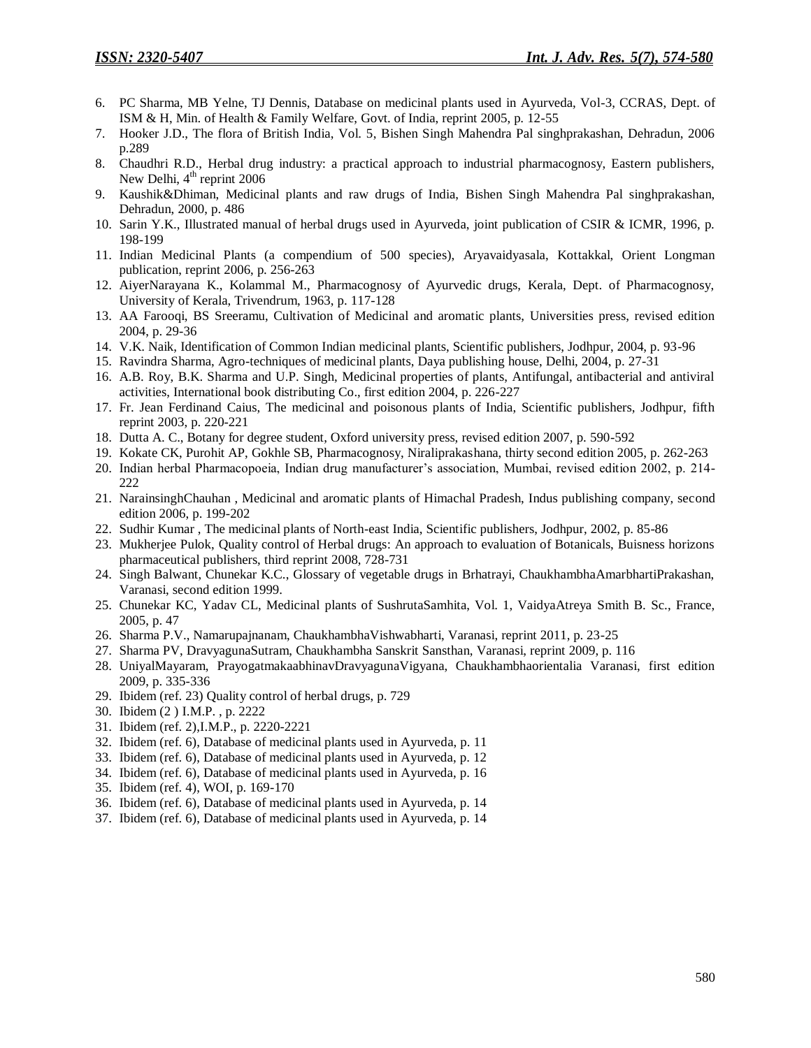6. PC Sharma, MB Yelne, TJ Dennis, Database on medicinal plants used in Ayurveda, Vol-3, CCRAS, Dept. of ISM & H, Min. of Health & Family Welfare, Govt. of India, reprint 2005, p. 12-55
7. Hooker J.D., The flora of British India, Vol. 5, Bishen Singh Mahendra Pal singhprakashan, Dehradun, 2006 p.289
8. Chaudhri R.D., Herbal drug industry: a practical approach to industrial pharmacognosy, Eastern publishers, New Delhi, 4th reprint 2006
9. Kaushik&Dhiman, Medicinal plants and raw drugs of India, Bishen Singh Mahendra Pal singhprakashan, Dehradun, 2000, p. 486
10. Sarin Y.K., Illustrated manual of herbal drugs used in Ayurveda, joint publication of CSIR & ICMR, 1996, p. 198-199
11. Indian Medicinal Plants (a compendium of 500 species), Aryavaidyasala, Kottakkal, Orient Longman publication, reprint 2006, p. 256-263
12. AiyerNarayana K., Kolammal M., Pharmacognosy of Ayurvedic drugs, Kerala, Dept. of Pharmacognosy, University of Kerala, Trivendrum, 1963, p. 117-128
13. AA Farooqi, BS Sreeramu, Cultivation of Medicinal and aromatic plants, Universities press, revised edition 2004, p. 29-36
14. V.K. Naik, Identification of Common Indian medicinal plants, Scientific publishers, Jodhpur, 2004, p. 93-96
15. Ravindra Sharma, Agro-techniques of medicinal plants, Daya publishing house, Delhi, 2004, p. 27-31
16. A.B. Roy, B.K. Sharma and U.P. Singh, Medicinal properties of plants, Antifungal, antibacterial and antiviral activities, International book distributing Co., first edition 2004, p. 226-227
17. Fr. Jean Ferdinand Caius, The medicinal and poisonous plants of India, Scientific publishers, Jodhpur, fifth reprint 2003, p. 220-221
18. Dutta A. C., Botany for degree student, Oxford university press, revised edition 2007, p. 590-592
19. Kokate CK, Purohit AP, Gokhle SB, Pharmacognosy, Niraliprakashana, thirty second edition 2005, p. 262-263
20. Indian herbal Pharmacopoeia, Indian drug manufacturer's association, Mumbai, revised edition 2002, p. 214-222
21. NarainsinghChauhan , Medicinal and aromatic plants of Himachal Pradesh, Indus publishing company, second edition 2006, p. 199-202
22. Sudhir Kumar , The medicinal plants of North-east India, Scientific publishers, Jodhpur, 2002, p. 85-86
23. Mukherjee Pulok, Quality control of Herbal drugs: An approach to evaluation of Botanicals, Buisness horizons pharmaceutical publishers, third reprint 2008, 728-731
24. Singh Balwant, Chunekar K.C., Glossary of vegetable drugs in Brhatrayi, ChaukhambhaAmarbhartiPrakashan, Varanasi, second edition 1999.
25. Chunekar KC, Yadav CL, Medicinal plants of SushrutaSamhita, Vol. 1, VaidyaAtreya Smith B. Sc., France, 2005, p. 47
26. Sharma P.V., Namarupajnanam, ChaukhambhaVishwabharti, Varanasi, reprint 2011, p. 23-25
27. Sharma PV, DravyagunaSutram, Chaukhambha Sanskrit Sansthan, Varanasi, reprint 2009, p. 116
28. UniyalMayaram, PrayogatmakaabhinavDravyagunaVigyana, Chaukhambhaorientalia Varanasi, first edition 2009, p. 335-336
29. Ibidem (ref. 23) Quality control of herbal drugs, p. 729
30. Ibidem (2 ) I.M.P. , p. 2222
31. Ibidem (ref. 2),I.M.P., p. 2220-2221
32. Ibidem (ref. 6), Database of medicinal plants used in Ayurveda, p. 11
33. Ibidem (ref. 6), Database of medicinal plants used in Ayurveda, p. 12
34. Ibidem (ref. 6), Database of medicinal plants used in Ayurveda, p. 16
35. Ibidem (ref. 4), WOI, p. 169-170
36. Ibidem (ref. 6), Database of medicinal plants used in Ayurveda, p. 14
37. Ibidem (ref. 6), Database of medicinal plants used in Ayurveda, p. 14